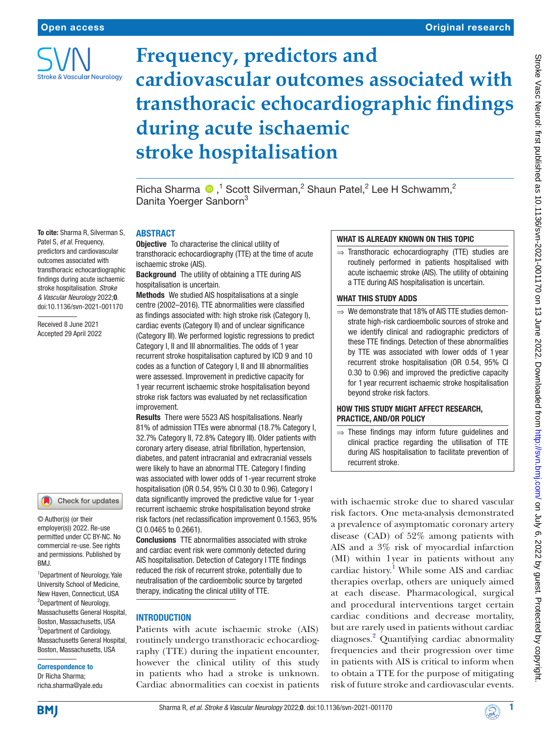Open access

Original research

# Frequency, predictors and cardiovascular outcomes associated with transthoracic echocardiographic findings during acute ischaemic stroke hospitalisation

Richa Sharma ,[1] Scott Silverman,[2] Shaun Patel,[2] Lee H Schwamm,[2] Danita Yoerger Sanborn[3]

**To cite:** Sharma R, Silverman S, Patel S, *et al*. Frequency, predictors and cardiovascular outcomes associated with transthoracic echocardiographic findings during acute ischaemic stroke hospitalisation. *Stroke & Vascular Neurology* 2022;**0**. doi:10.1136/svn-2021-001170

Received 8 June 2021
Accepted 29 April 2022

© Author(s) (or their employer(s)) 2022. Re-use permitted under CC BY-NC. No commercial re-use. See rights and permissions. Published by BMJ.

[1]Department of Neurology, Yale University School of Medicine, New Haven, Connecticut, USA
[2]Department of Neurology, Massachusetts General Hospital, Boston, Massachusetts, USA
[3]Department of Cardiology, Massachusetts General Hospital, Boston, Massachusetts, USA

**Correspondence to**
Dr Richa Sharma; richa.sharma@yale.edu

## ABSTRACT

**Objective** To characterise the clinical utility of transthoracic echocardiography (TTE) at the time of acute ischaemic stroke (AIS).

**Background** The utility of obtaining a TTE during AIS hospitalisation is uncertain.

**Methods** We studied AIS hospitalisations at a single centre (2002–2016). TTE abnormalities were classified as findings associated with: high stroke risk (Category I), cardiac events (Category II) and of unclear significance (Category III). We performed logistic regressions to predict Category I, II and III abnormalities. The odds of 1 year recurrent stroke hospitalisation captured by ICD 9 and 10 codes as a function of Category I, II and III abnormalities were assessed. Improvement in predictive capacity for 1 year recurrent ischaemic stroke hospitalisation beyond stroke risk factors was evaluated by net reclassification improvement.

**Results** There were 5523 AIS hospitalisations. Nearly 81% of admission TTEs were abnormal (18.7% Category I, 32.7% Category II, 72.8% Category III). Older patients with coronary artery disease, atrial fibrillation, hypertension, diabetes, and patent intracranial and extracranial vessels were likely to have an abnormal TTE. Category I finding was associated with lower odds of 1-year recurrent stroke hospitalisation (OR 0.54, 95% CI 0.30 to 0.96). Category I data significantly improved the predictive value for 1-year recurrent ischaemic stroke hospitalisation beyond stroke risk factors (net reclassification improvement 0.1563, 95% CI 0.0465 to 0.2661).

**Conclusions** TTE abnormalities associated with stroke and cardiac event risk were commonly detected during AIS hospitalisation. Detection of Category I TTE findings reduced the risk of recurrent stroke, potentially due to neutralisation of the cardioembolic source by targeted therapy, indicating the clinical utility of TTE.

### WHAT IS ALREADY KNOWN ON THIS TOPIC

⇒ Transthoracic echocardiography (TTE) studies are routinely performed in patients hospitalised with acute ischaemic stroke (AIS). The utility of obtaining a TTE during AIS hospitalisation is uncertain.

### WHAT THIS STUDY ADDS

⇒ We demonstrate that 18% of AIS TTE studies demonstrate high-risk cardioembolic sources of stroke and we identify clinical and radiographic predictors of these TTE findings. Detection of these abnormalities by TTE was associated with lower odds of 1 year recurrent stroke hospitalisation (OR 0.54, 95% CI 0.30 to 0.96) and improved the predictive capacity for 1 year recurrent ischaemic stroke hospitalisation beyond stroke risk factors.

### HOW THIS STUDY MIGHT AFFECT RESEARCH, PRACTICE, AND/OR POLICY

⇒ These findings may inform future guidelines and clinical practice regarding the utilisation of TTE during AIS hospitalisation to facilitate prevention of recurrent stroke.

## INTRODUCTION

Patients with acute ischaemic stroke (AIS) routinely undergo transthoracic echocardiography (TTE) during the inpatient encounter, however the clinical utility of this study in patients who had a stroke is unknown. Cardiac abnormalities can coexist in patients with ischaemic stroke due to shared vascular risk factors. One meta-analysis demonstrated a prevalence of asymptomatic coronary artery disease (CAD) of 52% among patients with AIS and a 3% risk of myocardial infarction (MI) within 1 year in patients without any cardiac history.[1] While some AIS and cardiac therapies overlap, others are uniquely aimed at each disease. Pharmacological, surgical and procedural interventions target certain cardiac conditions and decrease mortality, but are rarely used in patients without cardiac diagnoses.[2] Quantifying cardiac abnormality frequencies and their progression over time in patients with AIS is critical to inform when to obtain a TTE for the purpose of mitigating risk of future stroke and cardiovascular events.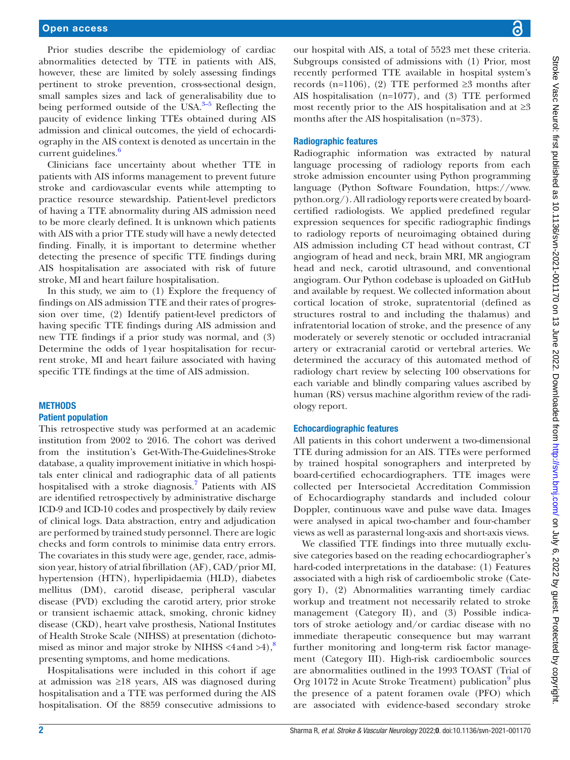Prior studies describe the epidemiology of cardiac abnormalities detected by TTE in patients with AIS, however, these are limited by solely assessing findings pertinent to stroke prevention, cross-sectional design, small samples sizes and lack of generalisability due to being performed outside of the USA.[3–5] Reflecting the paucity of evidence linking TTEs obtained during AIS admission and clinical outcomes, the yield of echocardiography in the AIS context is denoted as uncertain in the current guidelines.[6]

Clinicians face uncertainty about whether TTE in patients with AIS informs management to prevent future stroke and cardiovascular events while attempting to practice resource stewardship. Patient-level predictors of having a TTE abnormality during AIS admission need to be more clearly defined. It is unknown which patients with AIS with a prior TTE study will have a newly detected finding. Finally, it is important to determine whether detecting the presence of specific TTE findings during AIS hospitalisation are associated with risk of future stroke, MI and heart failure hospitalisation.

In this study, we aim to (1) Explore the frequency of findings on AIS admission TTE and their rates of progression over time, (2) Identify patient-level predictors of having specific TTE findings during AIS admission and new TTE findings if a prior study was normal, and (3) Determine the odds of 1year hospitalisation for recurrent stroke, MI and heart failure associated with having specific TTE findings at the time of AIS admission.

## METHODS

### Patient population

This retrospective study was performed at an academic institution from 2002 to 2016. The cohort was derived from the institution's Get-With-The-Guidelines-Stroke database, a quality improvement initiative in which hospitals enter clinical and radiographic data of all patients hospitalised with a stroke diagnosis.[7] Patients with AIS are identified retrospectively by administrative discharge ICD-9 and ICD-10 codes and prospectively by daily review of clinical logs. Data abstraction, entry and adjudication are performed by trained study personnel. There are logic checks and form controls to minimise data entry errors. The covariates in this study were age, gender, race, admission year, history of atrial fibrillation (AF), CAD/prior MI, hypertension (HTN), hyperlipidaemia (HLD), diabetes mellitus (DM), carotid disease, peripheral vascular disease (PVD) excluding the carotid artery, prior stroke or transient ischaemic attack, smoking, chronic kidney disease (CKD), heart valve prosthesis, National Institutes of Health Stroke Scale (NIHSS) at presentation (dichotomised as minor and major stroke by NIHSS <4 and >4),[8] presenting symptoms, and home medications.

Hospitalisations were included in this cohort if age at admission was ≥18 years, AIS was diagnosed during hospitalisation and a TTE was performed during the AIS hospitalisation. Of the 8859 consecutive admissions to our hospital with AIS, a total of 5523 met these criteria. Subgroups consisted of admissions with (1) Prior, most recently performed TTE available in hospital system's records (n=1106), (2) TTE performed ≥3 months after AIS hospitalisation (n=1077), and (3) TTE performed most recently prior to the AIS hospitalisation and at ≥3 months after the AIS hospitalisation (n=373).

### Radiographic features

Radiographic information was extracted by natural language processing of radiology reports from each stroke admission encounter using Python programming language (Python Software Foundation, https://www.python.org/). All radiology reports were created by board-certified radiologists. We applied predefined regular expression sequences for specific radiographic findings to radiology reports of neuroimaging obtained during AIS admission including CT head without contrast, CT angiogram of head and neck, brain MRI, MR angiogram head and neck, carotid ultrasound, and conventional angiogram. Our Python codebase is uploaded on GitHub and available by request. We collected information about cortical location of stroke, supratentorial (defined as structures rostral to and including the thalamus) and infratentorial location of stroke, and the presence of any moderately or severely stenotic or occluded intracranial artery or extracranial carotid or vertebral arteries. We determined the accuracy of this automated method of radiology chart review by selecting 100 observations for each variable and blindly comparing values ascribed by human (RS) versus machine algorithm review of the radiology report.

### Echocardiographic features

All patients in this cohort underwent a two-dimensional TTE during admission for an AIS. TTEs were performed by trained hospital sonographers and interpreted by board-certified echocardiographers. TTE images were collected per Intersocietal Accreditation Commission of Echocardiography standards and included colour Doppler, continuous wave and pulse wave data. Images were analysed in apical two-chamber and four-chamber views as well as parasternal long-axis and short-axis views.

We classified TTE findings into three mutually exclusive categories based on the reading echocardiographer's hard-coded interpretations in the database: (1) Features associated with a high risk of cardioembolic stroke (Category I), (2) Abnormalities warranting timely cardiac workup and treatment not necessarily related to stroke management (Category II), and (3) Possible indicators of stroke aetiology and/or cardiac disease with no immediate therapeutic consequence but may warrant further monitoring and long-term risk factor management (Category III). High-risk cardioembolic sources are abnormalities outlined in the 1993 TOAST (Trial of Org 10172 in Acute Stroke Treatment) publication[9] plus the presence of a patent foramen ovale (PFO) which are associated with evidence-based secondary stroke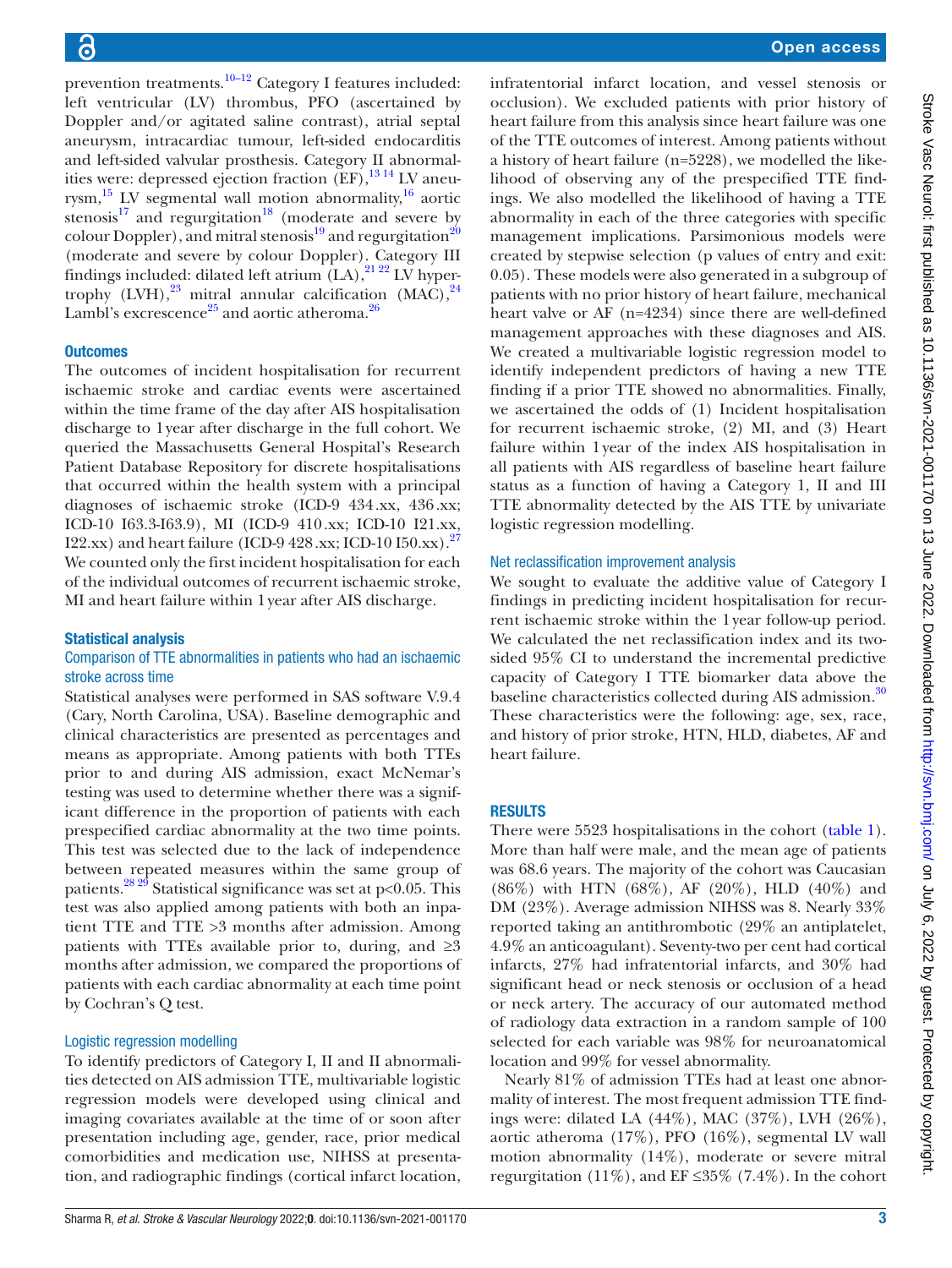prevention treatments.[10–12] Category I features included: left ventricular (LV) thrombus, PFO (ascertained by Doppler and/or agitated saline contrast), atrial septal aneurysm, intracardiac tumour, left-sided endocarditis and left-sided valvular prosthesis. Category II abnormalities were: depressed ejection fraction (EF),[13 14] LV aneurysm,[15] LV segmental wall motion abnormality,[16] aortic stenosis[17] and regurgitation[18] (moderate and severe by colour Doppler), and mitral stenosis[19] and regurgitation[20] (moderate and severe by colour Doppler). Category III findings included: dilated left atrium (LA),[21 22] LV hypertrophy (LVH),[23] mitral annular calcification (MAC),[24] Lambl's excrescence[25] and aortic atheroma.[26]

### Outcomes

The outcomes of incident hospitalisation for recurrent ischaemic stroke and cardiac events were ascertained within the time frame of the day after AIS hospitalisation discharge to 1 year after discharge in the full cohort. We queried the Massachusetts General Hospital's Research Patient Database Repository for discrete hospitalisations that occurred within the health system with a principal diagnoses of ischaemic stroke (ICD-9 434.xx, 436.xx; ICD-10 I63.3-I63.9), MI (ICD-9 410.xx; ICD-10 I21.xx, I22.xx) and heart failure (ICD-9 428.xx; ICD-10 I50.xx).[27] We counted only the first incident hospitalisation for each of the individual outcomes of recurrent ischaemic stroke, MI and heart failure within 1 year after AIS discharge.

### Statistical analysis

#### Comparison of TTE abnormalities in patients who had an ischaemic stroke across time

Statistical analyses were performed in SAS software V.9.4 (Cary, North Carolina, USA). Baseline demographic and clinical characteristics are presented as percentages and means as appropriate. Among patients with both TTEs prior to and during AIS admission, exact McNemar's testing was used to determine whether there was a significant difference in the proportion of patients with each prespecified cardiac abnormality at the two time points. This test was selected due to the lack of independence between repeated measures within the same group of patients.[28 29] Statistical significance was set at $p<0.05$. This test was also applied among patients with both an inpatient TTE and TTE >3 months after admission. Among patients with TTEs available prior to, during, and ≥3 months after admission, we compared the proportions of patients with each cardiac abnormality at each time point by Cochran's Q test.

#### Logistic regression modelling

To identify predictors of Category I, II and II abnormalities detected on AIS admission TTE, multivariable logistic regression models were developed using clinical and imaging covariates available at the time of or soon after presentation including age, gender, race, prior medical comorbidities and medication use, NIHSS at presentation, and radiographic findings (cortical infarct location, infratentorial infarct location, and vessel stenosis or occlusion). We excluded patients with prior history of heart failure from this analysis since heart failure was one of the TTE outcomes of interest. Among patients without a history of heart failure (n=5228), we modelled the likelihood of observing any of the prespecified TTE findings. We also modelled the likelihood of having a TTE abnormality in each of the three categories with specific management implications. Parsimonious models were created by stepwise selection (p values of entry and exit: 0.05). These models were also generated in a subgroup of patients with no prior history of heart failure, mechanical heart valve or AF (n=4234) since there are well-defined management approaches with these diagnoses and AIS. We created a multivariable logistic regression model to identify independent predictors of having a new TTE finding if a prior TTE showed no abnormalities. Finally, we ascertained the odds of (1) Incident hospitalisation for recurrent ischaemic stroke, (2) MI, and (3) Heart failure within 1 year of the index AIS hospitalisation in all patients with AIS regardless of baseline heart failure status as a function of having a Category 1, II and III TTE abnormality detected by the AIS TTE by univariate logistic regression modelling.

#### Net reclassification improvement analysis

We sought to evaluate the additive value of Category I findings in predicting incident hospitalisation for recurrent ischaemic stroke within the 1 year follow-up period. We calculated the net reclassification index and its two-sided 95% CI to understand the incremental predictive capacity of Category I TTE biomarker data above the baseline characteristics collected during AIS admission.[30] These characteristics were the following: age, sex, race, and history of prior stroke, HTN, HLD, diabetes, AF and heart failure.

## RESULTS

There were 5523 hospitalisations in the cohort (table 1). More than half were male, and the mean age of patients was 68.6 years. The majority of the cohort was Caucasian (86%) with HTN (68%), AF (20%), HLD (40%) and DM (23%). Average admission NIHSS was 8. Nearly 33% reported taking an antithrombotic (29% an antiplatelet, 4.9% an anticoagulant). Seventy-two per cent had cortical infarcts, 27% had infratentorial infarcts, and 30% had significant head or neck stenosis or occlusion of a head or neck artery. The accuracy of our automated method of radiology data extraction in a random sample of 100 selected for each variable was 98% for neuroanatomical location and 99% for vessel abnormality.

Nearly 81% of admission TTEs had at least one abnormality of interest. The most frequent admission TTE findings were: dilated LA (44%), MAC (37%), LVH (26%), aortic atheroma (17%), PFO (16%), segmental LV wall motion abnormality (14%), moderate or severe mitral regurgitation (11%), and EF ≤35% (7.4%). In the cohort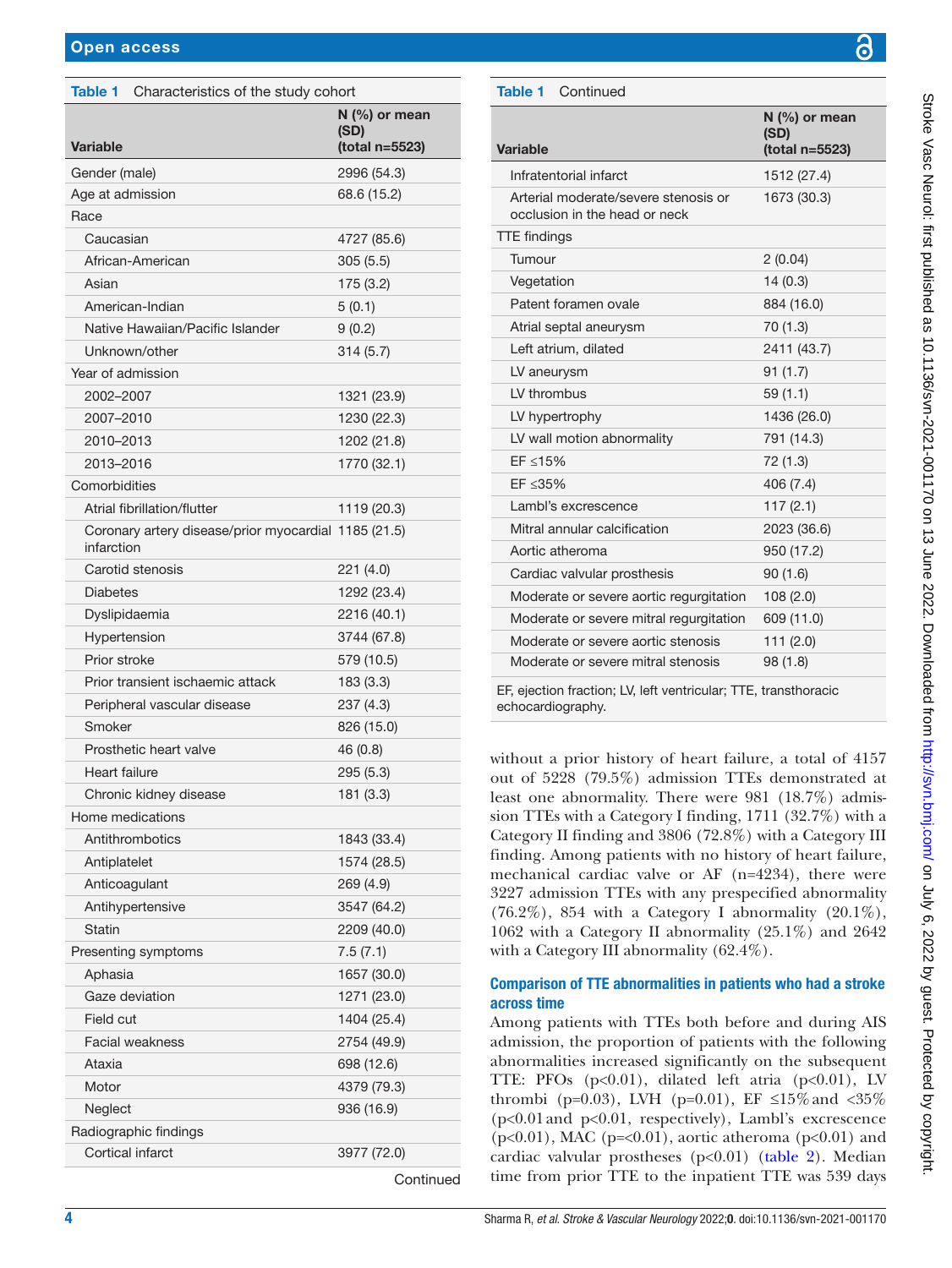**Table 1** Characteristics of the study cohort

| Variable | N (%) or mean (SD) (total n=5523) |
|---|---|
| Gender (male) | 2996 (54.3) |
| Age at admission | 68.6 (15.2) |
| Race | |
| Caucasian | 4727 (85.6) |
| African-American | 305 (5.5) |
| Asian | 175 (3.2) |
| American-Indian | 5 (0.1) |
| Native Hawaiian/Pacific Islander | 9 (0.2) |
| Unknown/other | 314 (5.7) |
| Year of admission | |
| 2002–2007 | 1321 (23.9) |
| 2007–2010 | 1230 (22.3) |
| 2010–2013 | 1202 (21.8) |
| 2013–2016 | 1770 (32.1) |
| Comorbidities | |
| Atrial fibrillation/flutter | 1119 (20.3) |
| Coronary artery disease/prior myocardial infarction | 1185 (21.5) |
| Carotid stenosis | 221 (4.0) |
| Diabetes | 1292 (23.4) |
| Dyslipidaemia | 2216 (40.1) |
| Hypertension | 3744 (67.8) |
| Prior stroke | 579 (10.5) |
| Prior transient ischaemic attack | 183 (3.3) |
| Peripheral vascular disease | 237 (4.3) |
| Smoker | 826 (15.0) |
| Prosthetic heart valve | 46 (0.8) |
| Heart failure | 295 (5.3) |
| Chronic kidney disease | 181 (3.3) |
| Home medications | |
| Antithrombotics | 1843 (33.4) |
| Antiplatelet | 1574 (28.5) |
| Anticoagulant | 269 (4.9) |
| Antihypertensive | 3547 (64.2) |
| Statin | 2209 (40.0) |
| Presenting symptoms | 7.5 (7.1) |
| Aphasia | 1657 (30.0) |
| Gaze deviation | 1271 (23.0) |
| Field cut | 1404 (25.4) |
| Facial weakness | 2754 (49.9) |
| Ataxia | 698 (12.6) |
| Motor | 4379 (79.3) |
| Neglect | 936 (16.9) |
| Radiographic findings | |
| Cortical infarct | 3977 (72.0) |
| Infratentorial infarct | 1512 (27.4) |
| Arterial moderate/severe stenosis or occlusion in the head or neck | 1673 (30.3) |
| TTE findings | |
| Tumour | 2 (0.04) |
| Vegetation | 14 (0.3) |
| Patent foramen ovale | 884 (16.0) |
| Atrial septal aneurysm | 70 (1.3) |
| Left atrium, dilated | 2411 (43.7) |
| LV aneurysm | 91 (1.7) |
| LV thrombus | 59 (1.1) |
| LV hypertrophy | 1436 (26.0) |
| LV wall motion abnormality | 791 (14.3) |
| EF ≤15% | 72 (1.3) |
| EF ≤35% | 406 (7.4) |
| Lambl's excrescence | 117 (2.1) |
| Mitral annular calcification | 2023 (36.6) |
| Aortic atheroma | 950 (17.2) |
| Cardiac valvular prosthesis | 90 (1.6) |
| Moderate or severe aortic regurgitation | 108 (2.0) |
| Moderate or severe mitral regurgitation | 609 (11.0) |
| Moderate or severe aortic stenosis | 111 (2.0) |
| Moderate or severe mitral stenosis | 98 (1.8) |

EF, ejection fraction; LV, left ventricular; TTE, transthoracic echocardiography.

without a prior history of heart failure, a total of 4157 out of 5228 (79.5%) admission TTEs demonstrated at least one abnormality. There were 981 (18.7%) admission TTEs with a Category I finding, 1711 (32.7%) with a Category II finding and 3806 (72.8%) with a Category III finding. Among patients with no history of heart failure, mechanical cardiac valve or AF (n=4234), there were 3227 admission TTEs with any prespecified abnormality (76.2%), 854 with a Category I abnormality (20.1%), 1062 with a Category II abnormality (25.1%) and 2642 with a Category III abnormality (62.4%).

### Comparison of TTE abnormalities in patients who had a stroke across time

Among patients with TTEs both before and during AIS admission, the proportion of patients with the following abnormalities increased significantly on the subsequent TTE: PFOs ($p<0.01$), dilated left atria ($p<0.01$), LV thrombi ($p=0.03$), LVH ($p=0.01$), EF ≤15% and <35% ($p<0.01$ and $p<0.01$, respectively), Lambl's excrescence ($p<0.01$), MAC ($p=<0.01$), aortic atheroma ($p<0.01$) and cardiac valvular prostheses ($p<0.01$) (table 2). Median time from prior TTE to the inpatient TTE was 539 days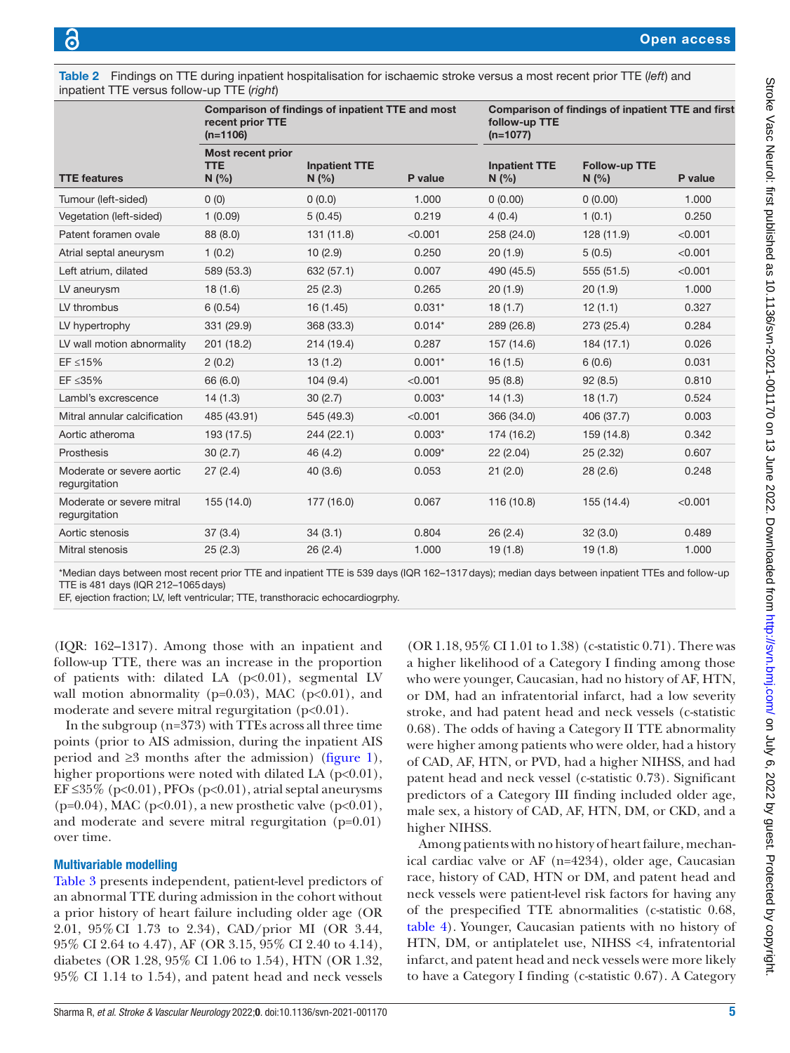**Table 2** Findings on TTE during inpatient hospitalisation for ischaemic stroke versus a most recent prior TTE (*left*) and inpatient TTE versus follow-up TTE (*right*)

| TTE features | Comparison of findings of inpatient TTE and most recent prior TTE (n=1106) | | | Comparison of findings of inpatient TTE and first follow-up TTE (n=1077) | | |
|---|---|---|---|---|---|---|
| | Most recent prior TTE N (%) | Inpatient TTE N (%) | P value | Inpatient TTE N (%) | Follow-up TTE N (%) | P value |
| Tumour (left-sided) | 0 (0) | 0 (0.0) | 1.000 | 0 (0.00) | 0 (0.00) | 1.000 |
| Vegetation (left-sided) | 1 (0.09) | 5 (0.45) | 0.219 | 4 (0.4) | 1 (0.1) | 0.250 |
| Patent foramen ovale | 88 (8.0) | 131 (11.8) | <0.001 | 258 (24.0) | 128 (11.9) | <0.001 |
| Atrial septal aneurysm | 1 (0.2) | 10 (2.9) | 0.250 | 20 (1.9) | 5 (0.5) | <0.001 |
| Left atrium, dilated | 589 (53.3) | 632 (57.1) | 0.007 | 490 (45.5) | 555 (51.5) | <0.001 |
| LV aneurysm | 18 (1.6) | 25 (2.3) | 0.265 | 20 (1.9) | 20 (1.9) | 1.000 |
| LV thrombus | 6 (0.54) | 16 (1.45) | 0.031* | 18 (1.7) | 12 (1.1) | 0.327 |
| LV hypertrophy | 331 (29.9) | 368 (33.3) | 0.014* | 289 (26.8) | 273 (25.4) | 0.284 |
| LV wall motion abnormality | 201 (18.2) | 214 (19.4) | 0.287 | 157 (14.6) | 184 (17.1) | 0.026 |
| EF ≤15% | 2 (0.2) | 13 (1.2) | 0.001* | 16 (1.5) | 6 (0.6) | 0.031 |
| EF ≤35% | 66 (6.0) | 104 (9.4) | <0.001 | 95 (8.8) | 92 (8.5) | 0.810 |
| Lambl's excrescence | 14 (1.3) | 30 (2.7) | 0.003* | 14 (1.3) | 18 (1.7) | 0.524 |
| Mitral annular calcification | 485 (43.91) | 545 (49.3) | <0.001 | 366 (34.0) | 406 (37.7) | 0.003 |
| Aortic atheroma | 193 (17.5) | 244 (22.1) | 0.003* | 174 (16.2) | 159 (14.8) | 0.342 |
| Prosthesis | 30 (2.7) | 46 (4.2) | 0.009* | 22 (2.04) | 25 (2.32) | 0.607 |
| Moderate or severe aortic regurgitation | 27 (2.4) | 40 (3.6) | 0.053 | 21 (2.0) | 28 (2.6) | 0.248 |
| Moderate or severe mitral regurgitation | 155 (14.0) | 177 (16.0) | 0.067 | 116 (10.8) | 155 (14.4) | <0.001 |
| Aortic stenosis | 37 (3.4) | 34 (3.1) | 0.804 | 26 (2.4) | 32 (3.0) | 0.489 |
| Mitral stenosis | 25 (2.3) | 26 (2.4) | 1.000 | 19 (1.8) | 19 (1.8) | 1.000 |

*Median days between most recent prior TTE and inpatient TTE is 539 days (IQR 162–1317 days); median days between inpatient TTEs and follow-up TTE is 481 days (IQR 212–1065 days)

EF, ejection fraction; LV, left ventricular; TTE, transthoracic echocardiogrphy.

(IQR: 162–1317). Among those with an inpatient and follow-up TTE, there was an increase in the proportion of patients with: dilated LA (p<0.01), segmental LV wall motion abnormality (p=0.03), MAC (p<0.01), and moderate and severe mitral regurgitation (p<0.01).

In the subgroup (n=373) with TTEs across all three time points (prior to AIS admission, during the inpatient AIS period and ≥3 months after the admission) (figure 1), higher proportions were noted with dilated LA (p<0.01), EF ≤35% (p<0.01), PFOs (p<0.01), atrial septal aneurysms (p=0.04), MAC (p<0.01), a new prosthetic valve (p<0.01), and moderate and severe mitral regurgitation (p=0.01) over time.

### Multivariable modelling

Table 3 presents independent, patient-level predictors of an abnormal TTE during admission in the cohort without a prior history of heart failure including older age (OR 2.01, 95% CI 1.73 to 2.34), CAD/prior MI (OR 3.44, 95% CI 2.64 to 4.47), AF (OR 3.15, 95% CI 2.40 to 4.14), diabetes (OR 1.28, 95% CI 1.06 to 1.54), HTN (OR 1.32, 95% CI 1.14 to 1.54), and patent head and neck vessels (OR 1.18, 95% CI 1.01 to 1.38) (c-statistic 0.71). There was a higher likelihood of a Category I finding among those who were younger, Caucasian, had no history of AF, HTN, or DM, had an infratentorial infarct, had a low severity stroke, and had patent head and neck vessels (c-statistic 0.68). The odds of having a Category II TTE abnormality were higher among patients who were older, had a history of CAD, AF, HTN, or PVD, had a higher NIHSS, and had patent head and neck vessel (c-statistic 0.73). Significant predictors of a Category III finding included older age, male sex, a history of CAD, AF, HTN, DM, or CKD, and a higher NIHSS.

Among patients with no history of heart failure, mechanical cardiac valve or AF (n=4234), older age, Caucasian race, history of CAD, HTN or DM, and patent head and neck vessels were patient-level risk factors for having any of the prespecified TTE abnormalities (c-statistic 0.68, table 4). Younger, Caucasian patients with no history of HTN, DM, or antiplatelet use, NIHSS <4, infratentorial infarct, and patent head and neck vessels were more likely to have a Category I finding (c-statistic 0.67). A Category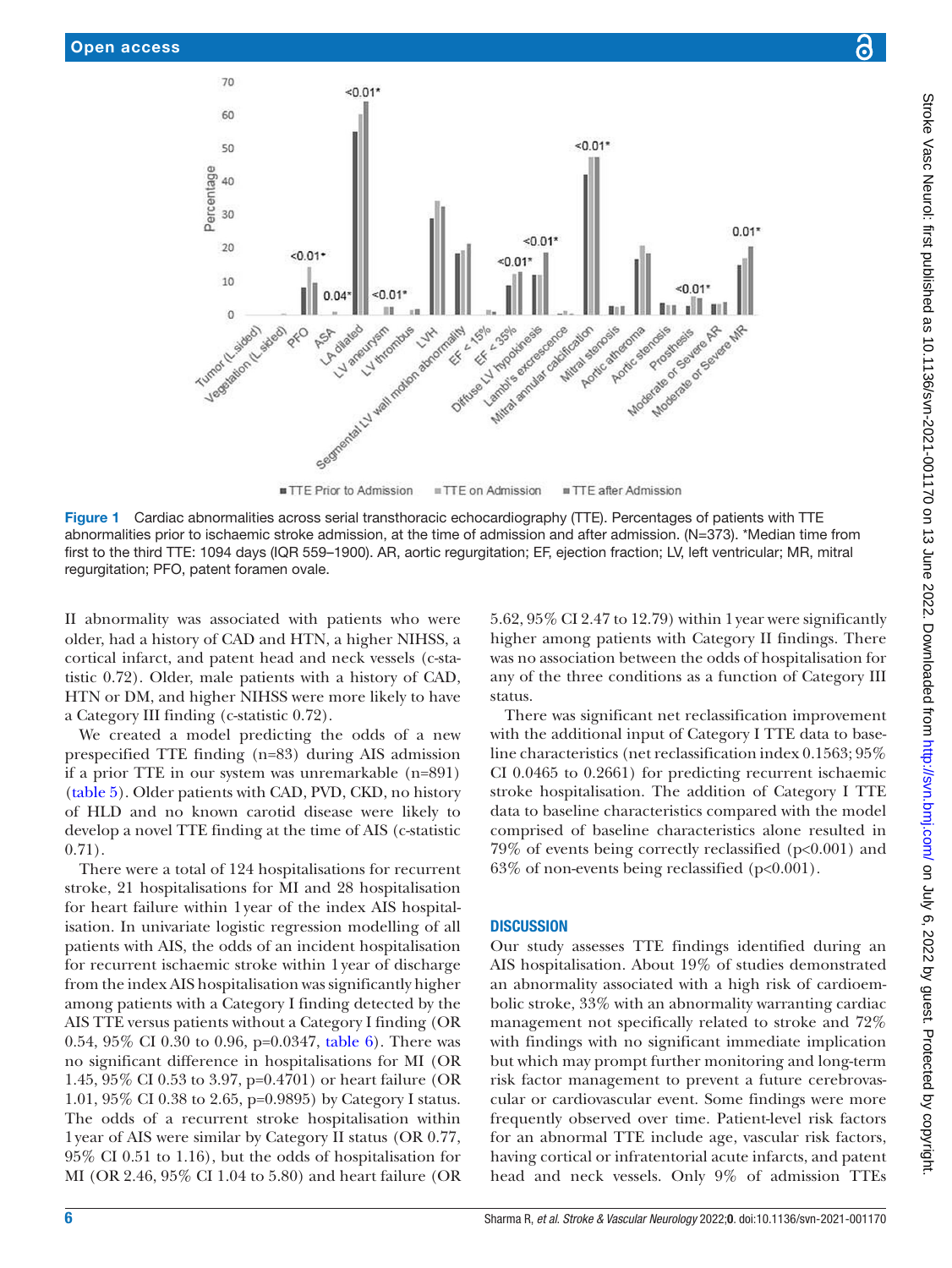Figure 1 Cardiac abnormalities across serial transthoracic echocardiography (TTE). Percentages of patients with TTE abnormalities prior to ischaemic stroke admission, at the time of admission and after admission. (N=373). *Median time from first to the third TTE: 1094 days (IQR 559–1900). AR, aortic regurgitation; EF, ejection fraction; LV, left ventricular; MR, mitral regurgitation; PFO, patent foramen ovale.

II abnormality was associated with patients who were older, had a history of CAD and HTN, a higher NIHSS, a cortical infarct, and patent head and neck vessels (c-statistic 0.72). Older, male patients with a history of CAD, HTN or DM, and higher NIHSS were more likely to have a Category III finding (c-statistic 0.72).

We created a model predicting the odds of a new prespecified TTE finding (n=83) during AIS admission if a prior TTE in our system was unremarkable (n=891) (table 5). Older patients with CAD, PVD, CKD, no history of HLD and no known carotid disease were likely to develop a novel TTE finding at the time of AIS (c-statistic 0.71).

There were a total of 124 hospitalisations for recurrent stroke, 21 hospitalisations for MI and 28 hospitalisation for heart failure within 1 year of the index AIS hospitalisation. In univariate logistic regression modelling of all patients with AIS, the odds of an incident hospitalisation for recurrent ischaemic stroke within 1 year of discharge from the index AIS hospitalisation was significantly higher among patients with a Category I finding detected by the AIS TTE versus patients without a Category I finding (OR 0.54, 95% CI 0.30 to 0.96, p=0.0347, table 6). There was no significant difference in hospitalisations for MI (OR 1.45, 95% CI 0.53 to 3.97, p=0.4701) or heart failure (OR 1.01, 95% CI 0.38 to 2.65, p=0.9895) by Category I status. The odds of a recurrent stroke hospitalisation within 1 year of AIS were similar by Category II status (OR 0.77, 95% CI 0.51 to 1.16), but the odds of hospitalisation for MI (OR 2.46, 95% CI 1.04 to 5.80) and heart failure (OR 5.62, 95% CI 2.47 to 12.79) within 1 year were significantly higher among patients with Category II findings. There was no association between the odds of hospitalisation for any of the three conditions as a function of Category III status.

There was significant net reclassification improvement with the additional input of Category I TTE data to baseline characteristics (net reclassification index 0.1563; 95% CI 0.0465 to 0.2661) for predicting recurrent ischaemic stroke hospitalisation. The addition of Category I TTE data to baseline characteristics compared with the model comprised of baseline characteristics alone resulted in 79% of events being correctly reclassified (p<0.001) and 63% of non-events being reclassified (p<0.001).

## DISCUSSION

Our study assesses TTE findings identified during an AIS hospitalisation. About 19% of studies demonstrated an abnormality associated with a high risk of cardioembolic stroke, 33% with an abnormality warranting cardiac management not specifically related to stroke and 72% with findings with no significant immediate implication but which may prompt further monitoring and long-term risk factor management to prevent a future cerebrovascular or cardiovascular event. Some findings were more frequently observed over time. Patient-level risk factors for an abnormal TTE include age, vascular risk factors, having cortical or infratentorial acute infarcts, and patent head and neck vessels. Only 9% of admission TTEs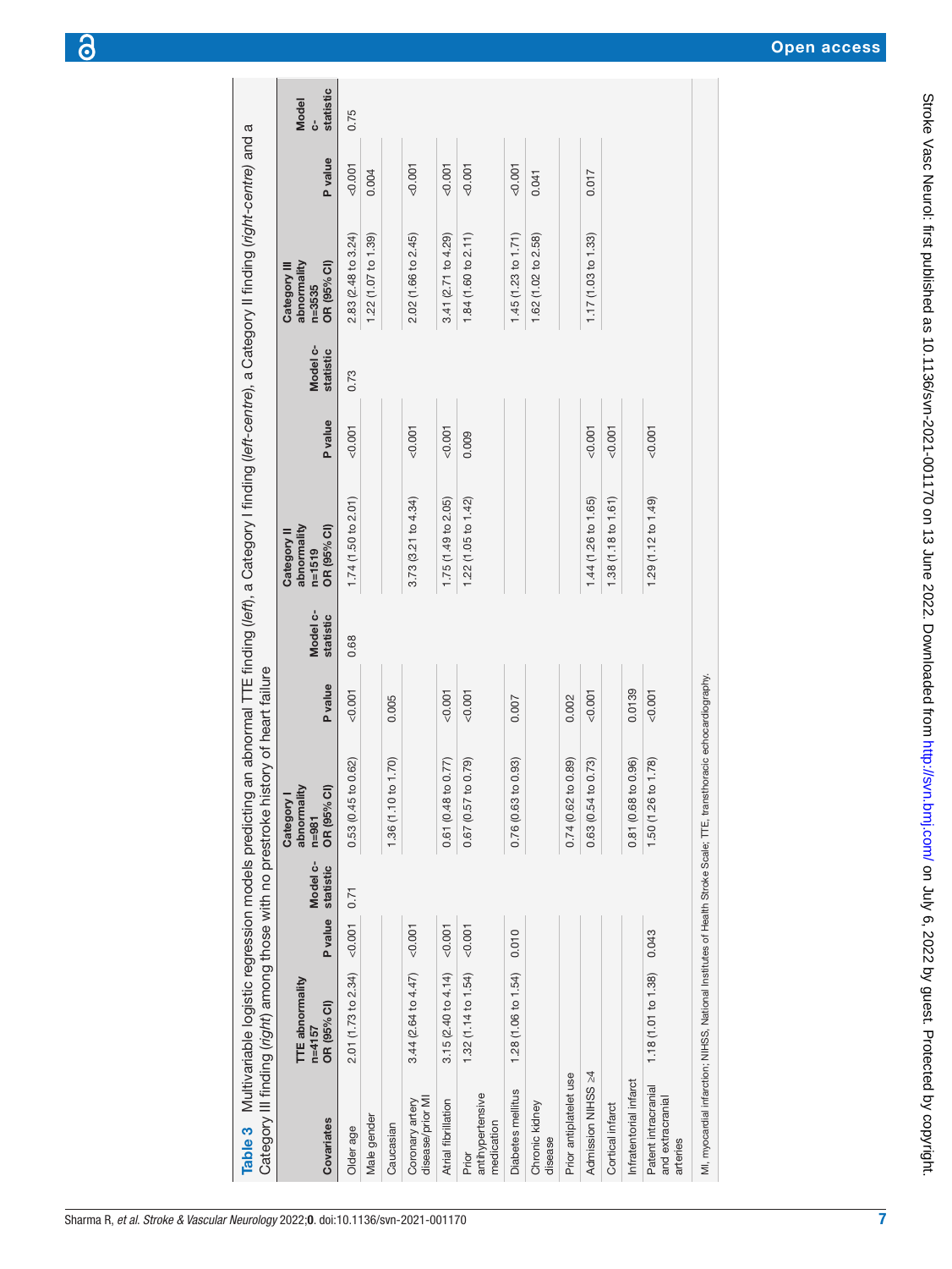**Table 3** Multivariable logistic regression models predicting an abnormal TTE finding (*left*), a Category I finding (*left-centre*), a Category II finding (*right-centre*) and a Category III finding (*right*) among those with no prestroke history of heart failure

| Covariates | TTE abnormality n=4157 OR (95% CI) | P value | Model c-statistic | Category I abnormality n=981 OR (95% CI) | P value | Model c-statistic | Category II abnormality n=1519 OR (95% CI) | P value | Model c-statistic | Category III abnormality n=3535 OR (95% CI) | P value | Model c-statistic |
|---|---|---|---|---|---|---|---|---|---|---|---|---|
| Older age | 2.01 (1.73 to 2.34) | <0.001 | 0.71 | 0.53 (0.45 to 0.62) | <0.001 | 0.68 | 1.74 (1.50 to 2.01) | <0.001 | 0.73 | 2.83 (2.48 to 3.24) | <0.001 | 0.75 |
| Male gender | | | | | | | | | | 1.22 (1.07 to 1.39) | 0.004 | |
| Caucasian | | | | 1.36 (1.10 to 1.70) | 0.005 | | | | | | | |
| Coronary artery disease/prior MI | 3.44 (2.64 to 4.47) | <0.001 | | | | | 3.73 (3.21 to 4.34) | <0.001 | | 2.02 (1.66 to 2.45) | <0.001 | |
| Atrial fibrillation | 3.15 (2.40 to 4.14) | <0.001 | | 0.61 (0.48 to 0.77) | <0.001 | | 1.75 (1.49 to 2.05) | <0.001 | | 3.41 (2.71 to 4.29) | <0.001 | |
| Prior antihypertensive medication | 1.32 (1.14 to 1.54) | <0.001 | | 0.67 (0.57 to 0.79) | <0.001 | | 1.22 (1.05 to 1.42) | 0.009 | | 1.84 (1.60 to 2.11) | <0.001 | |
| Diabetes mellitus | 1.28 (1.06 to 1.54) | 0.010 | | 0.76 (0.63 to 0.93) | 0.007 | | | | | 1.45 (1.23 to 1.71) | <0.001 | |
| Chronic kidney disease | | | | | | | | | | 1.62 (1.02 to 2.58) | 0.041 | |
| Prior antiplatelet use | | | | 0.74 (0.62 to 0.89) | 0.002 | | | | | | | |
| Admission NIHSS ≥4 | | | | 0.63 (0.54 to 0.73) | <0.001 | | 1.44 (1.26 to 1.65) | <0.001 | | 1.17 (1.03 to 1.33) | 0.017 | |
| Cortical infarct | | | | | | | 1.38 (1.18 to 1.61) | <0.001 | | | | |
| Infratentorial infarct | | | | 0.81 (0.68 to 0.96) | 0.0139 | | | | | | | |
| Patent intracranial and extracranial arteries | 1.18 (1.01 to 1.38) | 0.043 | | 1.50 (1.26 to 1.78) | <0.001 | | 1.29 (1.12 to 1.49) | <0.001 | | | | |

MI, myocardial infarction; NIHSS, National Institutes of Health Stroke Scale; TTE, transthoracic echocardiography.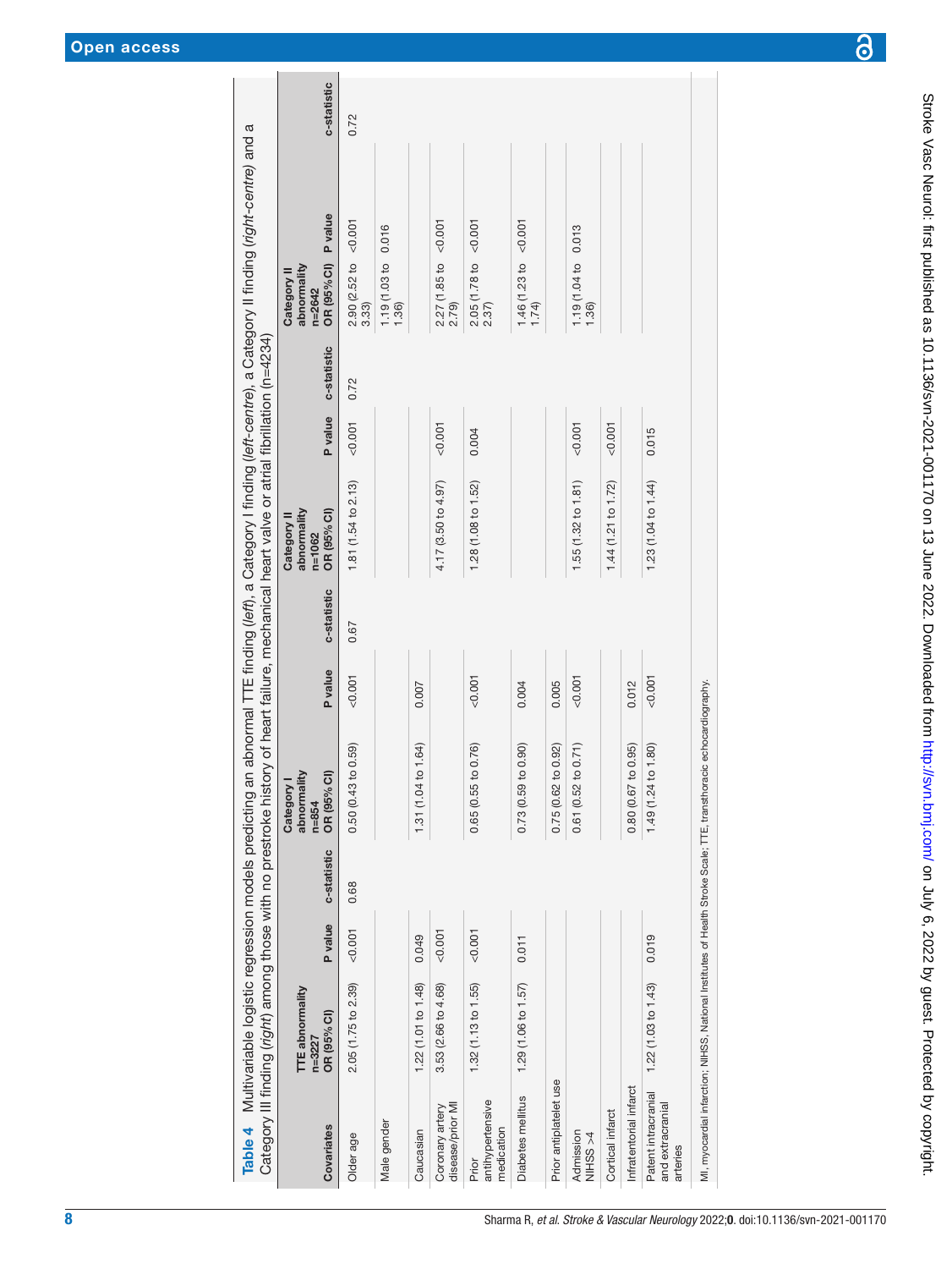**Table 4** Multivariable logistic regression models predicting an abnormal TTE finding (*left*), a Category I finding (*left-centre*), a Category II finding (*right-centre*) and a Category III finding (*right*) among those with no prestroke history of heart failure, mechanical heart valve or atrial fibrillation (n=4234)

| Covariates | TTE abnormality n=3227 OR (95% CI) | P value | c-statistic | Category I abnormality n=854 OR (95% CI) | P value | c-statistic | Category II abnormality n=1062 OR (95% CI) | P value | c-statistic | Category II abnormality n=2642 OR (95% CI) | P value | c-statistic |
|---|---|---|---|---|---|---|---|---|---|---|---|---|
| Older age | 2.05 (1.75 to 2.39) | <0.001 | 0.68 | 0.50 (0.43 to 0.59) | <0.001 | 0.67 | 1.81 (1.54 to 2.13) | <0.001 | 0.72 | 2.90 (2.52 to 3.33) | <0.001 | 0.72 |
| Male gender | | | | | | | | | | 1.19 (1.03 to 1.36) | 0.016 | |
| Caucasian | 1.22 (1.01 to 1.48) | 0.049 | | 1.31 (1.04 to 1.64) | 0.007 | | | | | | | |
| Coronary artery disease/prior MI | 3.53 (2.66 to 4.68) | <0.001 | | | | | 4.17 (3.50 to 4.97) | <0.001 | | 2.27 (1.85 to 2.79) | <0.001 | |
| Prior antihypertensive medication | 1.32 (1.13 to 1.55) | <0.001 | | 0.65 (0.55 to 0.76) | <0.001 | | 1.28 (1.08 to 1.52) | 0.004 | | 2.05 (1.78 to 2.37) | <0.001 | |
| Diabetes mellitus | 1.29 (1.06 to 1.57) | 0.011 | | 0.73 (0.59 to 0.90) | 0.004 | | | | | 1.46 (1.23 to 1.74) | <0.001 | |
| Prior antiplatelet use | | | | 0.75 (0.62 to 0.92) | 0.005 | | | | | | | |
| Admission NIHSS >4 | | | | 0.61 (0.52 to 0.71) | <0.001 | | 1.55 (1.32 to 1.81) | <0.001 | | 1.19 (1.04 to 1.36) | 0.013 | |
| Cortical infarct | | | | | | | 1.44 (1.21 to 1.72) | <0.001 | | | | |
| Infratentorial infarct | | | | 0.80 (0.67 to 0.95) | 0.012 | | | | | | | |
| Patent intracranial and extracranial arteries | 1.22 (1.03 to 1.43) | 0.019 | | 1.49 (1.24 to 1.80) | <0.001 | | 1.23 (1.04 to 1.44) | 0.015 | | | | |

MI, myocardial infarction; NIHSS, National Institutes of Health Stroke Scale; TTE, transthoracic echocardiography.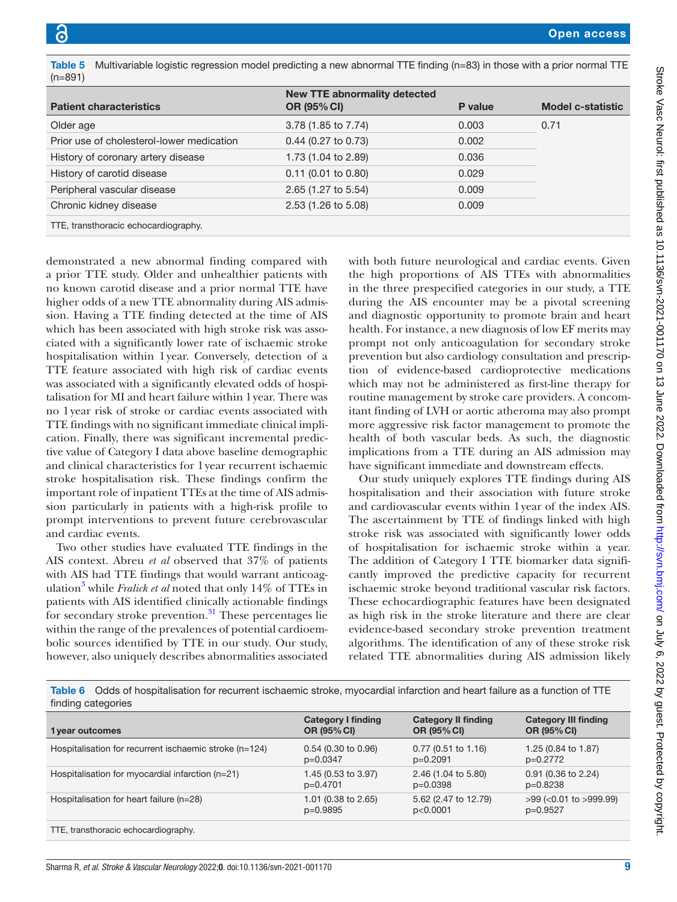Table 5 Multivariable logistic regression model predicting a new abnormal TTE finding (n=83) in those with a prior normal TTE (n=891)

| Patient characteristics | New TTE abnormality detected OR (95% CI) | P value | Model c-statistic |
|---|---|---|---|
| Older age | 3.78 (1.85 to 7.74) | 0.003 | 0.71 |
| Prior use of cholesterol-lower medication | 0.44 (0.27 to 0.73) | 0.002 | |
| History of coronary artery disease | 1.73 (1.04 to 2.89) | 0.036 | |
| History of carotid disease | 0.11 (0.01 to 0.80) | 0.029 | |
| Peripheral vascular disease | 2.65 (1.27 to 5.54) | 0.009 | |
| Chronic kidney disease | 2.53 (1.26 to 5.08) | 0.009 | |

TTE, transthoracic echocardiography.

demonstrated a new abnormal finding compared with a prior TTE study. Older and unhealthier patients with no known carotid disease and a prior normal TTE have higher odds of a new TTE abnormality during AIS admission. Having a TTE finding detected at the time of AIS which has been associated with high stroke risk was associated with a significantly lower rate of ischaemic stroke hospitalisation within 1 year. Conversely, detection of a TTE feature associated with high risk of cardiac events was associated with a significantly elevated odds of hospitalisation for MI and heart failure within 1 year. There was no 1 year risk of stroke or cardiac events associated with TTE findings with no significant immediate clinical implication. Finally, there was significant incremental predictive value of Category I data above baseline demographic and clinical characteristics for 1 year recurrent ischaemic stroke hospitalisation risk. These findings confirm the important role of inpatient TTEs at the time of AIS admission particularly in patients with a high-risk profile to prompt interventions to prevent future cerebrovascular and cardiac events.

Two other studies have evaluated TTE findings in the AIS context. Abreu *et al* observed that 37% of patients with AIS had TTE findings that would warrant anticoagulation[3] while *Fralick et al* noted that only 14% of TTEs in patients with AIS identified clinically actionable findings for secondary stroke prevention.[31] These percentages lie within the range of the prevalences of potential cardioembolic sources identified by TTE in our study. Our study, however, also uniquely describes abnormalities associated with both future neurological and cardiac events. Given the high proportions of AIS TTEs with abnormalities in the three prespecified categories in our study, a TTE during the AIS encounter may be a pivotal screening and diagnostic opportunity to promote brain and heart health. For instance, a new diagnosis of low EF merits may prompt not only anticoagulation for secondary stroke prevention but also cardiology consultation and prescription of evidence-based cardioprotective medications which may not be administered as first-line therapy for routine management by stroke care providers. A concomitant finding of LVH or aortic atheroma may also prompt more aggressive risk factor management to promote the health of both vascular beds. As such, the diagnostic implications from a TTE during an AIS admission may have significant immediate and downstream effects.

Our study uniquely explores TTE findings during AIS hospitalisation and their association with future stroke and cardiovascular events within 1 year of the index AIS. The ascertainment by TTE of findings linked with high stroke risk was associated with significantly lower odds of hospitalisation for ischaemic stroke within a year. The addition of Category I TTE biomarker data significantly improved the predictive capacity for recurrent ischaemic stroke beyond traditional vascular risk factors. These echocardiographic features have been designated as high risk in the stroke literature and there are clear evidence-based secondary stroke prevention treatment algorithms. The identification of any of these stroke risk related TTE abnormalities during AIS admission likely

Table 6 Odds of hospitalisation for recurrent ischaemic stroke, myocardial infarction and heart failure as a function of TTE finding categories

| 1 year outcomes | Category I finding OR (95% CI) | Category II finding OR (95% CI) | Category III finding OR (95% CI) |
|---|---|---|---|
| Hospitalisation for recurrent ischaemic stroke (n=124) | 0.54 (0.30 to 0.96) p=0.0347 | 0.77 (0.51 to 1.16) p=0.2091 | 1.25 (0.84 to 1.87) p=0.2772 |
| Hospitalisation for myocardial infarction (n=21) | 1.45 (0.53 to 3.97) p=0.4701 | 2.46 (1.04 to 5.80) p=0.0398 | 0.91 (0.36 to 2.24) p=0.8238 |
| Hospitalisation for heart failure (n=28) | 1.01 (0.38 to 2.65) p=0.9895 | 5.62 (2.47 to 12.79) p<0.0001 | >99 (<0.01 to >999.99) p=0.9527 |

TTE, transthoracic echocardiography.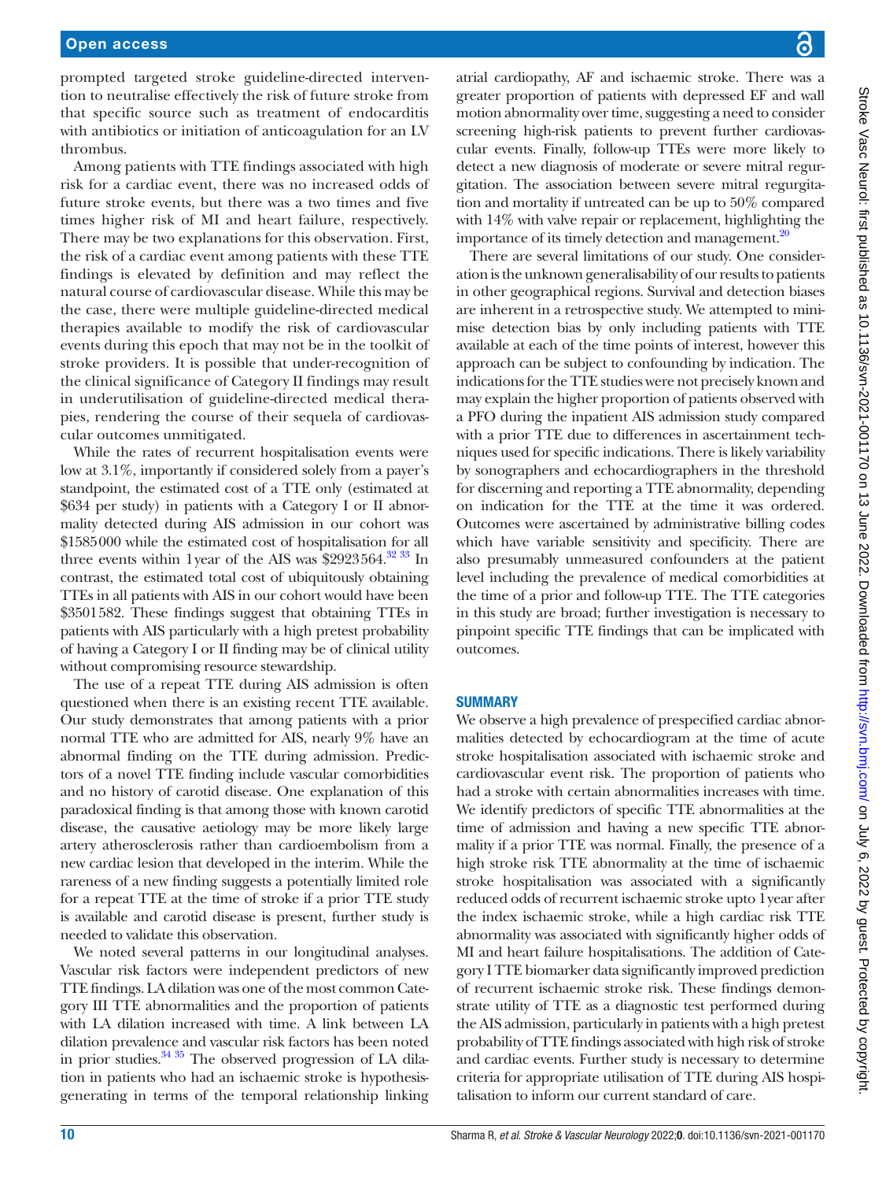prompted targeted stroke guideline-directed intervention to neutralise effectively the risk of future stroke from that specific source such as treatment of endocarditis with antibiotics or initiation of anticoagulation for an LV thrombus.

Among patients with TTE findings associated with high risk for a cardiac event, there was no increased odds of future stroke events, but there was a two times and five times higher risk of MI and heart failure, respectively. There may be two explanations for this observation. First, the risk of a cardiac event among patients with these TTE findings is elevated by definition and may reflect the natural course of cardiovascular disease. While this may be the case, there were multiple guideline-directed medical therapies available to modify the risk of cardiovascular events during this epoch that may not be in the toolkit of stroke providers. It is possible that under-recognition of the clinical significance of Category II findings may result in underutilisation of guideline-directed medical therapies, rendering the course of their sequela of cardiovascular outcomes unmitigated.

While the rates of recurrent hospitalisation events were low at 3.1%, importantly if considered solely from a payer's standpoint, the estimated cost of a TTE only (estimated at $634 per study) in patients with a Category I or II abnormality detected during AIS admission in our cohort was $1585000 while the estimated cost of hospitalisation for all three events within 1year of the AIS was $2923564.[32 33] In contrast, the estimated total cost of ubiquitously obtaining TTEs in all patients with AIS in our cohort would have been $3501582. These findings suggest that obtaining TTEs in patients with AIS particularly with a high pretest probability of having a Category I or II finding may be of clinical utility without compromising resource stewardship.

The use of a repeat TTE during AIS admission is often questioned when there is an existing recent TTE available. Our study demonstrates that among patients with a prior normal TTE who are admitted for AIS, nearly 9% have an abnormal finding on the TTE during admission. Predictors of a novel TTE finding include vascular comorbidities and no history of carotid disease. One explanation of this paradoxical finding is that among those with known carotid disease, the causative aetiology may be more likely large artery atherosclerosis rather than cardioembolism from a new cardiac lesion that developed in the interim. While the rareness of a new finding suggests a potentially limited role for a repeat TTE at the time of stroke if a prior TTE study is available and carotid disease is present, further study is needed to validate this observation.

We noted several patterns in our longitudinal analyses. Vascular risk factors were independent predictors of new TTE findings. LA dilation was one of the most common Category III TTE abnormalities and the proportion of patients with LA dilation increased with time. A link between LA dilation prevalence and vascular risk factors has been noted in prior studies.[34 35] The observed progression of LA dilation in patients who had an ischaemic stroke is hypothesis-generating in terms of the temporal relationship linking atrial cardiopathy, AF and ischaemic stroke. There was a greater proportion of patients with depressed EF and wall motion abnormality over time, suggesting a need to consider screening high-risk patients to prevent further cardiovascular events. Finally, follow-up TTEs were more likely to detect a new diagnosis of moderate or severe mitral regurgitation. The association between severe mitral regurgitation and mortality if untreated can be up to 50% compared with 14% with valve repair or replacement, highlighting the importance of its timely detection and management.[20]

There are several limitations of our study. One consideration is the unknown generalisability of our results to patients in other geographical regions. Survival and detection biases are inherent in a retrospective study. We attempted to minimise detection bias by only including patients with TTE available at each of the time points of interest, however this approach can be subject to confounding by indication. The indications for the TTE studies were not precisely known and may explain the higher proportion of patients observed with a PFO during the inpatient AIS admission study compared with a prior TTE due to differences in ascertainment techniques used for specific indications. There is likely variability by sonographers and echocardiographers in the threshold for discerning and reporting a TTE abnormality, depending on indication for the TTE at the time it was ordered. Outcomes were ascertained by administrative billing codes which have variable sensitivity and specificity. There are also presumably unmeasured confounders at the patient level including the prevalence of medical comorbidities at the time of a prior and follow-up TTE. The TTE categories in this study are broad; further investigation is necessary to pinpoint specific TTE findings that can be implicated with outcomes.

## SUMMARY

We observe a high prevalence of prespecified cardiac abnormalities detected by echocardiogram at the time of acute stroke hospitalisation associated with ischaemic stroke and cardiovascular event risk. The proportion of patients who had a stroke with certain abnormalities increases with time. We identify predictors of specific TTE abnormalities at the time of admission and having a new specific TTE abnormality if a prior TTE was normal. Finally, the presence of a high stroke risk TTE abnormality at the time of ischaemic stroke hospitalisation was associated with a significantly reduced odds of recurrent ischaemic stroke upto 1year after the index ischaemic stroke, while a high cardiac risk TTE abnormality was associated with significantly higher odds of MI and heart failure hospitalisations. The addition of Category I TTE biomarker data significantly improved prediction of recurrent ischaemic stroke risk. These findings demonstrate utility of TTE as a diagnostic test performed during the AIS admission, particularly in patients with a high pretest probability of TTE findings associated with high risk of stroke and cardiac events. Further study is necessary to determine criteria for appropriate utilisation of TTE during AIS hospitalisation to inform our current standard of care.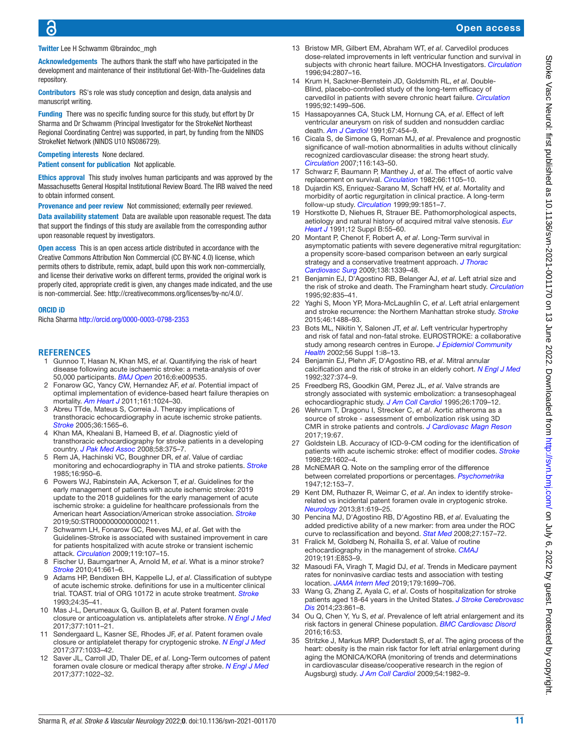**Twitter** Lee H Schwamm @braindoc_mgh

**Acknowledgements** The authors thank the staff who have participated in the development and maintenance of their institutional Get-With-The-Guidelines data repository.

**Contributors** RS's role was study conception and design, data analysis and manuscript writing.

**Funding** There was no specific funding source for this study, but effort by Dr Sharma and Dr Schwamm (Principal Investigator for the StrokeNet Northeast Regional Coordinating Centre) was supported, in part, by funding from the NINDS StrokeNet Network (NINDS U10 NS086729).

**Competing interests** None declared.

**Patient consent for publication** Not applicable.

**Ethics approval** This study involves human participants and was approved by the Massachusetts General Hospital Institutional Review Board. The IRB waived the need to obtain informed consent.

**Provenance and peer review** Not commissioned; externally peer reviewed.

**Data availability statement** Data are available upon reasonable request. The data that support the findings of this study are available from the corresponding author upon reasonable request by investigators.

**Open access** This is an open access article distributed in accordance with the Creative Commons Attribution Non Commercial (CC BY-NC 4.0) license, which permits others to distribute, remix, adapt, build upon this work non-commercially, and license their derivative works on different terms, provided the original work is properly cited, appropriate credit is given, any changes made indicated, and the use is non-commercial. See: http://creativecommons.org/licenses/by-nc/4.0/.

**ORCID iD**

Richa Sharma http://orcid.org/0000-0003-0798-2353

## REFERENCES

1. Gunnoo T, Hasan N, Khan MS, *et al*. Quantifying the risk of heart disease following acute ischaemic stroke: a meta-analysis of over 50,000 participants. *BMJ Open* 2016;6:e009535.
2. Fonarow GC, Yancy CW, Hernandez AF, *et al*. Potential impact of optimal implementation of evidence-based heart failure therapies on mortality. *Am Heart J* 2011;161:1024–30.
3. Abreu TTde, Mateus S, Correia J. Therapy implications of transthoracic echocardiography in acute ischemic stroke patients. *Stroke* 2005;36:1565–6.
4. Khan MA, Khealani B, Hameed B, *et al*. Diagnostic yield of transthoracic echocardiography for stroke patients in a developing country. *J Pak Med Assoc* 2008;58:375–7.
5. Rem JA, Hachinski VC, Boughner DR, *et al*. Value of cardiac monitoring and echocardiography in TIA and stroke patients. *Stroke* 1985;16:950–6.
6. Powers WJ, Rabinstein AA, Ackerson T, *et al*. Guidelines for the early management of patients with acute ischemic stroke: 2019 update to the 2018 guidelines for the early management of acute ischemic stroke: a guideline for healthcare professionals from the American heart Association/American stroke association. *Stroke* 2019;50:STR0000000000000211.
7. Schwamm LH, Fonarow GC, Reeves MJ, *et al*. Get with the Guidelines-Stroke is associated with sustained improvement in care for patients hospitalized with acute stroke or transient ischemic attack. *Circulation* 2009;119:107–15.
8. Fischer U, Baumgartner A, Arnold M, *et al*. What is a minor stroke? *Stroke* 2010;41:661–6.
9. Adams HP, Bendixen BH, Kappelle LJ, *et al*. Classification of subtype of acute ischemic stroke. definitions for use in a multicenter clinical trial. TOAST. trial of ORG 10172 in acute stroke treatment. *Stroke* 1993;24:35–41.
10. Mas J-L, Derumeaux G, Guillon B, *et al*. Patent foramen ovale closure or anticoagulation vs. antiplatelets after stroke. *N Engl J Med* 2017;377:1011–21.
11. Søndergaard L, Kasner SE, Rhodes JF, *et al*. Patent foramen ovale closure or antiplatelet therapy for cryptogenic stroke. *N Engl J Med* 2017;377:1033–42.
12. Saver JL, Carroll JD, Thaler DE, *et al*. Long-Term outcomes of patent foramen ovale closure or medical therapy after stroke. *N Engl J Med* 2017;377:1022–32.
13. Bristow MR, Gilbert EM, Abraham WT, *et al*. Carvedilol produces dose-related improvements in left ventricular function and survival in subjects with chronic heart failure. MOCHA Investigators. *Circulation* 1996;94:2807–16.
14. Krum H, Sackner-Bernstein JD, Goldsmith RL, *et al*. Double-Blind, placebo-controlled study of the long-term efficacy of carvedilol in patients with severe chronic heart failure. *Circulation* 1995;92:1499–506.
15. Hassapoyannes CA, Stuck LM, Hornung CA, *et al*. Effect of left ventricular aneurysm on risk of sudden and nonsudden cardiac death. *Am J Cardiol* 1991;67:454–9.
16. Cicala S, de Simone G, Roman MJ, *et al*. Prevalence and prognostic significance of wall-motion abnormalities in adults without clinically recognized cardiovascular disease: the strong heart study. *Circulation* 2007;116:143–50.
17. Schwarz F, Baumann P, Manthey J, *et al*. The effect of aortic valve replacement on survival. *Circulation* 1982;66:1105–10.
18. Dujardin KS, Enriquez-Sarano M, Schaff HV, *et al*. Mortality and morbidity of aortic regurgitation in clinical practice. A long-term follow-up study. *Circulation* 1999;99:1851–7.
19. Horstkotte D, Niehues R, Strauer BE. Pathomorphological aspects, aetiology and natural history of acquired mitral valve stenosis. *Eur Heart J* 1991;12 Suppl B:55–60.
20. Montant P, Chenot F, Robert A, *et al*. Long-Term survival in asymptomatic patients with severe degenerative mitral regurgitation: a propensity score-based comparison between an early surgical strategy and a conservative treatment approach. *J Thorac Cardiovasc Surg* 2009;138:1339–48.
21. Benjamin EJ, D'Agostino RB, Belanger AJ, *et al*. Left atrial size and the risk of stroke and death. The Framingham heart study. *Circulation* 1995;92:835–41.
22. Yaghi S, Moon YP, Mora-McLaughlin C, *et al*. Left atrial enlargement and stroke recurrence: the Northern Manhattan stroke study. *Stroke* 2015;46:1488–93.
23. Bots ML, Nikitin Y, Salonen JT, *et al*. Left ventricular hypertrophy and risk of fatal and non-fatal stroke. EUROSTROKE: a collaborative study among research centres in Europe. *J Epidemiol Community Health* 2002;56 Suppl 1:i8–13.
24. Benjamin EJ, Plehn JF, D'Agostino RB, *et al*. Mitral annular calcification and the risk of stroke in an elderly cohort. *N Engl J Med* 1992;327:374–9.
25. Freedberg RS, Goodkin GM, Perez JL, *et al*. Valve strands are strongly associated with systemic embolization: a transesophageal echocardiographic study. *J Am Coll Cardiol* 1995;26:1709–12.
26. Wehrum T, Dragonu I, Strecker C, *et al*. Aortic atheroma as a source of stroke - assessment of embolization risk using 3D CMR in stroke patients and controls. *J Cardiovasc Magn Reson* 2017;19:67.
27. Goldstein LB. Accuracy of ICD-9-CM coding for the identification of patients with acute ischemic stroke: effect of modifier codes. *Stroke* 1998;29:1602–4.
28. McNEMAR Q. Note on the sampling error of the difference between correlated proportions or percentages. *Psychometrika* 1947;12:153–7.
29. Kent DM, Ruthazer R, Weimar C, *et al*. An index to identify stroke-related vs incidental patent foramen ovale in cryptogenic stroke. *Neurology* 2013;81:619–25.
30. Pencina MJ, D'Agostino RB, D'Agostino RB, *et al*. Evaluating the added predictive ability of a new marker: from area under the ROC curve to reclassification and beyond. *Stat Med* 2008;27:157–72.
31. Fralick M, Goldberg N, Rohailla S, *et al*. Value of routine echocardiography in the management of stroke. *CMAJ* 2019;191:E853–9.
32. Masoudi FA, Viragh T, Magid DJ, *et al*. Trends in Medicare payment rates for noninvasive cardiac tests and association with testing location. *JAMA Intern Med* 2019;179:1699–706.
33. Wang G, Zhang Z, Ayala C, *et al*. Costs of hospitalization for stroke patients aged 18-64 years in the United States. *J Stroke Cerebrovasc Dis* 2014;23:861–8.
34. Ou Q, Chen Y, Yu S, *et al*. Prevalence of left atrial enlargement and its risk factors in general Chinese population. *BMC Cardiovasc Disord* 2016;16:53.
35. Stritzke J, Markus MRP, Duderstadt S, *et al*. The aging process of the heart: obesity is the main risk factor for left atrial enlargement during aging the MONICA/KORA (monitoring of trends and determinations in cardiovascular disease/cooperative research in the region of Augsburg) study. *J Am Coll Cardiol* 2009;54:1982–9.